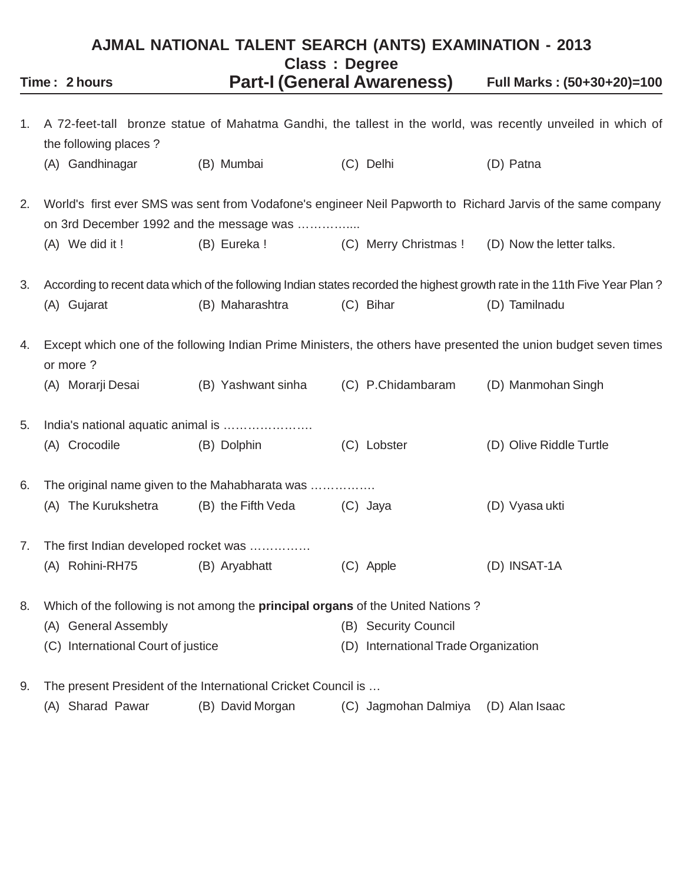# AJMAL NATIONAL TALENT SEARCH (ANTS) EXAMINATION - 2013

## Class : Degree

**Time : 2 hours** | **Part-I (General Awareness)** | **Full Marks : (50+30+20)=100**

1. A 72-feet-tall bronze statue of Mahatma Gandhi, the tallest in the world, was recently unveiled in which of the following places ?
   (A) Gandhinagar (B) Mumbai (C) Delhi (D) Patna

2. World's first ever SMS was sent from Vodafone's engineer Neil Papworth to Richard Jarvis of the same company on 3rd December 1992 and the message was …………....
   (A) We did it ! (B) Eureka ! (C) Merry Christmas ! (D) Now the letter talks.

3. According to recent data which of the following Indian states recorded the highest growth rate in the 11th Five Year Plan ?
   (A) Gujarat (B) Maharashtra (C) Bihar (D) Tamilnadu

4. Except which one of the following Indian Prime Ministers, the others have presented the union budget seven times or more ?
   (A) Morarji Desai (B) Yashwant sinha (C) P.Chidambaram (D) Manmohan Singh

5. India's national aquatic animal is ………………….
   (A) Crocodile (B) Dolphin (C) Lobster (D) Olive Riddle Turtle

6. The original name given to the Mahabharata was …………….
   (A) The Kurukshetra (B) the Fifth Veda (C) Jaya (D) Vyasa ukti

7. The first Indian developed rocket was ……………
   (A) Rohini-RH75 (B) Aryabhatt (C) Apple (D) INSAT-1A

8. Which of the following is not among the **principal organs** of the United Nations ?
   (A) General Assembly (B) Security Council
   (C) International Court of justice (D) International Trade Organization

9. The present President of the International Cricket Council is …
   (A) Sharad Pawar (B) David Morgan (C) Jagmohan Dalmiya (D) Alan Isaac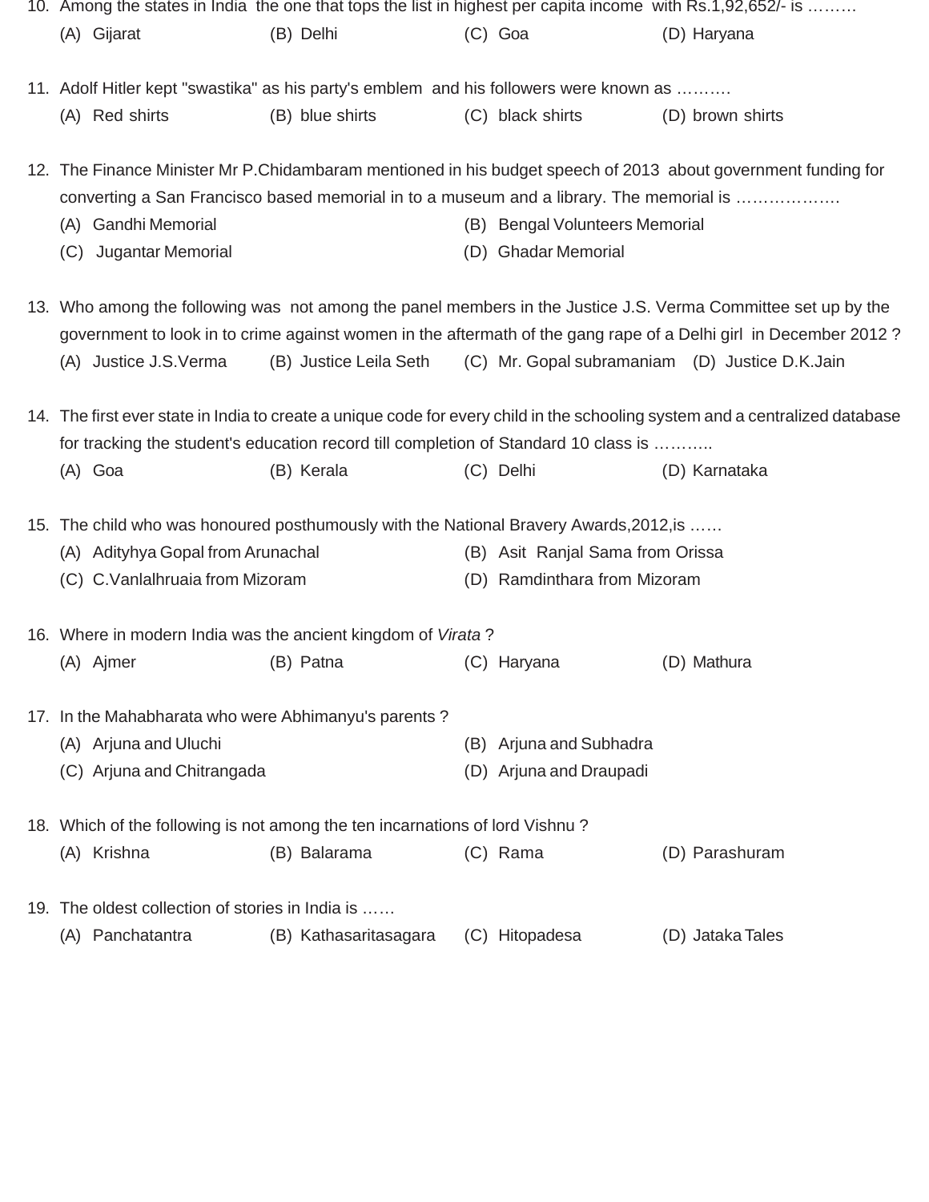10. Among the states in India the one that tops the list in highest per capita income with Rs.1,92,652/- is ………
    (A) Gijarat (B) Delhi (C) Goa (D) Haryana

11. Adolf Hitler kept "swastika" as his party's emblem and his followers were known as ……….
    (A) Red shirts (B) blue shirts (C) black shirts (D) brown shirts

12. The Finance Minister Mr P.Chidambaram mentioned in his budget speech of 2013 about government funding for converting a San Francisco based memorial in to a museum and a library. The memorial is ……………….
    (A) Gandhi Memorial (B) Bengal Volunteers Memorial
    (C) Jugantar Memorial (D) Ghadar Memorial

13. Who among the following was not among the panel members in the Justice J.S. Verma Committee set up by the government to look in to crime against women in the aftermath of the gang rape of a Delhi girl in December 2012 ?
    (A) Justice J.S.Verma (B) Justice Leila Seth (C) Mr. Gopal subramaniam (D) Justice D.K.Jain

14. The first ever state in India to create a unique code for every child in the schooling system and a centralized database for tracking the student's education record till completion of Standard 10 class is ………..
    (A) Goa (B) Kerala (C) Delhi (D) Karnataka

15. The child who was honoured posthumously with the National Bravery Awards,2012,is ……
    (A) Adityhya Gopal from Arunachal (B) Asit Ranjal Sama from Orissa
    (C) C.Vanlalhruaia from Mizoram (D) Ramdinthara from Mizoram

16. Where in modern India was the ancient kingdom of *Virata* ?
    (A) Ajmer (B) Patna (C) Haryana (D) Mathura

17. In the Mahabharata who were Abhimanyu's parents ?
    (A) Arjuna and Uluchi (B) Arjuna and Subhadra
    (C) Arjuna and Chitrangada (D) Arjuna and Draupadi

18. Which of the following is not among the ten incarnations of lord Vishnu ?
    (A) Krishna (B) Balarama (C) Rama (D) Parashuram

19. The oldest collection of stories in India is ……
    (A) Panchatantra (B) Kathasaritasagara (C) Hitopadesa (D) Jataka Tales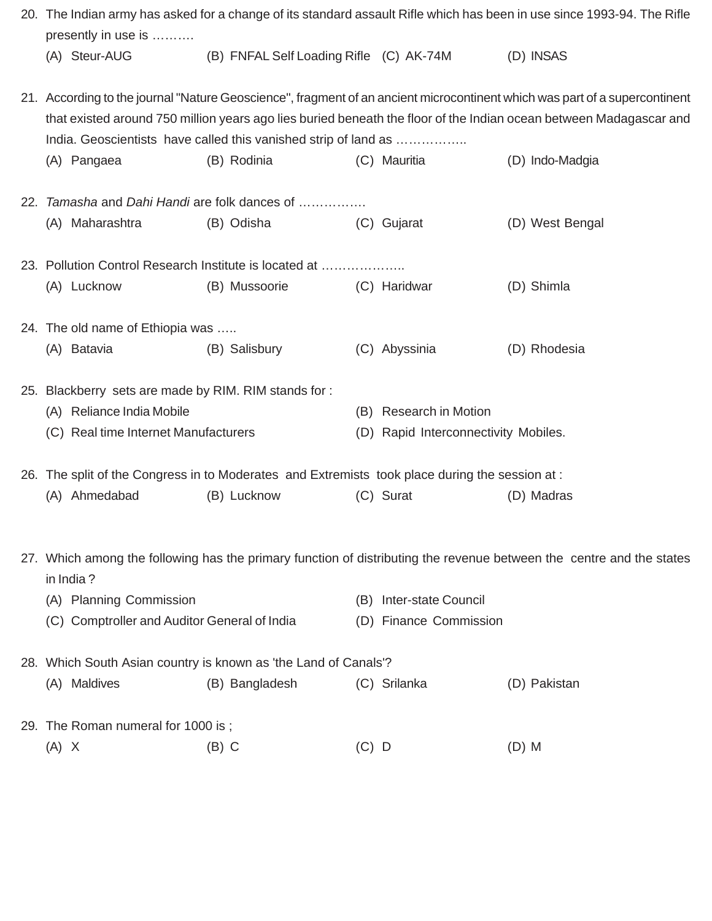20. The Indian army has asked for a change of its standard assault Rifle which has been in use since 1993-94. The Rifle presently in use is ……….

    (A) Steur-AUG (B) FNFAL Self Loading Rifle (C) AK-74M (D) INSAS

21. According to the journal "Nature Geoscience", fragment of an ancient microcontinent which was part of a supercontinent that existed around 750 million years ago lies buried beneath the floor of the Indian ocean between Madagascar and India. Geoscientists have called this vanished strip of land as ……………..

    (A) Pangaea (B) Rodinia (C) Mauritia (D) Indo-Madgia

22. *Tamasha* and *Dahi Handi* are folk dances of …………….

    (A) Maharashtra (B) Odisha (C) Gujarat (D) West Bengal

23. Pollution Control Research Institute is located at ………………..

    (A) Lucknow (B) Mussoorie (C) Haridwar (D) Shimla

24. The old name of Ethiopia was …..

    (A) Batavia (B) Salisbury (C) Abyssinia (D) Rhodesia

25. Blackberry sets are made by RIM. RIM stands for :

    (A) Reliance India Mobile (B) Research in Motion
    (C) Real time Internet Manufacturers (D) Rapid Interconnectivity Mobiles.

26. The split of the Congress in to Moderates and Extremists took place during the session at :

    (A) Ahmedabad (B) Lucknow (C) Surat (D) Madras

27. Which among the following has the primary function of distributing the revenue between the centre and the states in India ?

    (A) Planning Commission (B) Inter-state Council
    (C) Comptroller and Auditor General of India (D) Finance Commission

28. Which South Asian country is known as 'the Land of Canals'?

    (A) Maldives (B) Bangladesh (C) Srilanka (D) Pakistan

29. The Roman numeral for 1000 is ;

    (A) X (B) C (C) D (D) M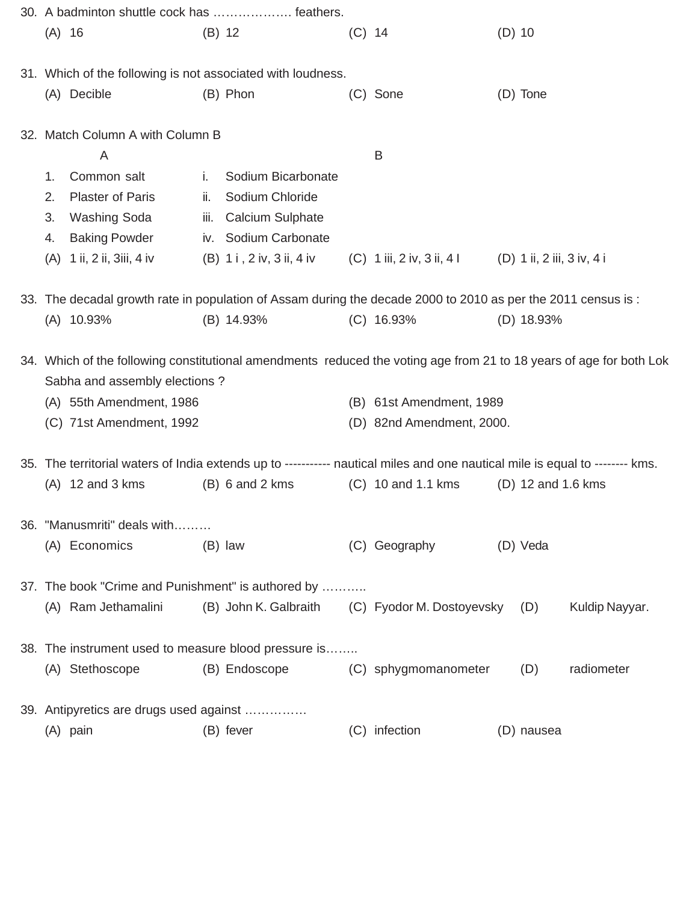30. A badminton shuttle cock has ………………. feathers.

(A) 16 (B) 12 (C) 14 (D) 10

31. Which of the following is not associated with loudness.

(A) Decible (B) Phon (C) Sone (D) Tone

32. Match Column A with Column B

| | A | | B |
|---|---|---|---|
| 1. | Common salt | i. | Sodium Bicarbonate |
| 2. | Plaster of Paris | ii. | Sodium Chloride |
| 3. | Washing Soda | iii. | Calcium Sulphate |
| 4. | Baking Powder | iv. | Sodium Carbonate |

(A) 1 ii, 2 ii, 3iii, 4 iv (B) 1 i , 2 iv, 3 ii, 4 iv (C) 1 iii, 2 iv, 3 ii, 4 I (D) 1 ii, 2 iii, 3 iv, 4 i

33. The decadal growth rate in population of Assam during the decade 2000 to 2010 as per the 2011 census is :

(A) 10.93% (B) 14.93% (C) 16.93% (D) 18.93%

34. Which of the following constitutional amendments reduced the voting age from 21 to 18 years of age for both Lok Sabha and assembly elections ?

(A) 55th Amendment, 1986 (B) 61st Amendment, 1989

(C) 71st Amendment, 1992 (D) 82nd Amendment, 2000.

35. The territorial waters of India extends up to ----------- nautical miles and one nautical mile is equal to -------- kms.

(A) 12 and 3 kms (B) 6 and 2 kms (C) 10 and 1.1 kms (D) 12 and 1.6 kms

36. "Manusmriti" deals with………

(A) Economics (B) law (C) Geography (D) Veda

37. The book "Crime and Punishment" is authored by ………..

(A) Ram Jethamalini (B) John K. Galbraith (C) Fyodor M. Dostoyevsky (D) Kuldip Nayyar.

38. The instrument used to measure blood pressure is……..

(A) Stethoscope (B) Endoscope (C) sphygmomanometer (D) radiometer

39. Antipyretics are drugs used against ……………

(A) pain (B) fever (C) infection (D) nausea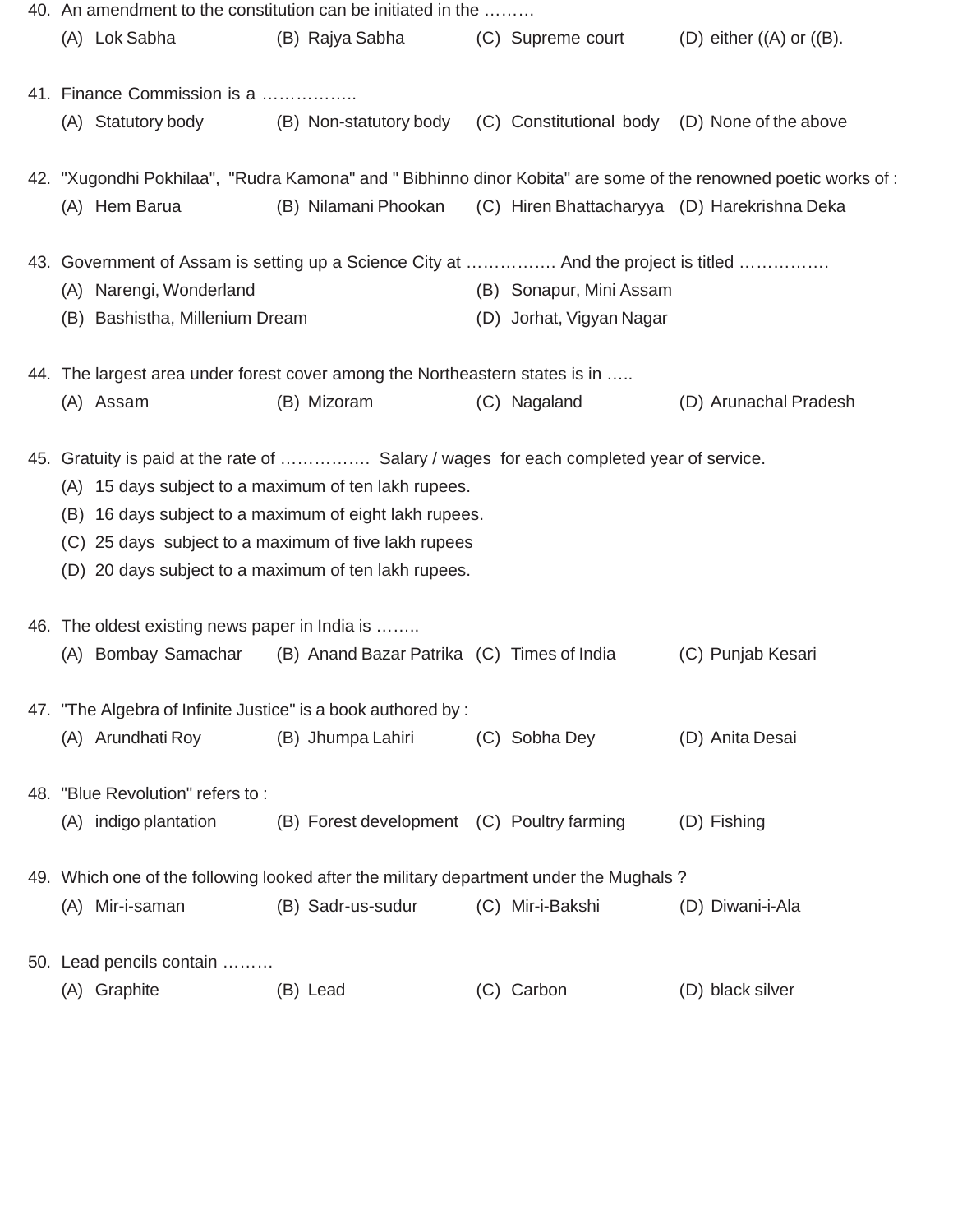40. An amendment to the constitution can be initiated in the .........

(A) Lok Sabha (B) Rajya Sabha (C) Supreme court (D) either ((A) or ((B).

41. Finance Commission is a ..................

(A) Statutory body (B) Non-statutory body (C) Constitutional body (D) None of the above

42. "Xugondhi Pokhilaa", "Rudra Kamona" and " Bibhinno dinor Kobita" are some of the renowned poetic works of :

(A) Hem Barua (B) Nilamani Phookan (C) Hiren Bhattacharyya (D) Harekrishna Deka

43. Government of Assam is setting up a Science City at ................ And the project is titled ................

(A) Narengi, Wonderland (B) Sonapur, Mini Assam

(B) Bashistha, Millenium Dream (D) Jorhat, Vigyan Nagar

44. The largest area under forest cover among the Northeastern states is in .....

(A) Assam (B) Mizoram (C) Nagaland (D) Arunachal Pradesh

45. Gratuity is paid at the rate of ................ Salary / wages for each completed year of service.

(A) 15 days subject to a maximum of ten lakh rupees.

(B) 16 days subject to a maximum of eight lakh rupees.

(C) 25 days subject to a maximum of five lakh rupees

(D) 20 days subject to a maximum of ten lakh rupees.

46. The oldest existing news paper in India is ........

(A) Bombay Samachar (B) Anand Bazar Patrika (C) Times of India (C) Punjab Kesari

47. "The Algebra of Infinite Justice" is a book authored by :

(A) Arundhati Roy (B) Jhumpa Lahiri (C) Sobha Dey (D) Anita Desai

48. "Blue Revolution" refers to :

(A) indigo plantation (B) Forest development (C) Poultry farming (D) Fishing

49. Which one of the following looked after the military department under the Mughals ?

(A) Mir-i-saman (B) Sadr-us-sudur (C) Mir-i-Bakshi (D) Diwani-i-Ala

50. Lead pencils contain .........

(A) Graphite (B) Lead (C) Carbon (D) black silver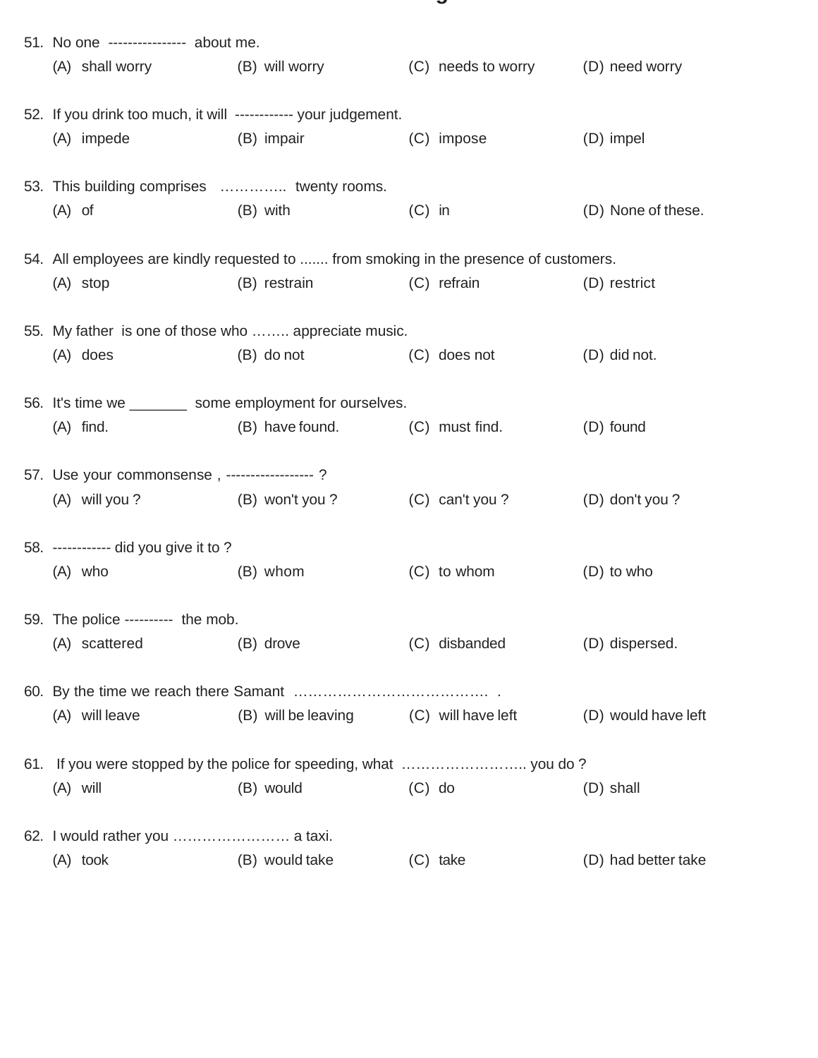51. No one ---------------- about me.
    (A) shall worry (B) will worry (C) needs to worry (D) need worry

52. If you drink too much, it will ------------ your judgement.
    (A) impede (B) impair (C) impose (D) impel

53. This building comprises ………….. twenty rooms.
    (A) of (B) with (C) in (D) None of these.

54. All employees are kindly requested to ....... from smoking in the presence of customers.
    (A) stop (B) restrain (C) refrain (D) restrict

55. My father is one of those who …….. appreciate music.
    (A) does (B) do not (C) does not (D) did not.

56. It's time we _______ some employment for ourselves.
    (A) find. (B) have found. (C) must find. (D) found

57. Use your commonsense , ------------------ ?
    (A) will you ? (B) won't you ? (C) can't you ? (D) don't you ?

58. ------------ did you give it to ?
    (A) who (B) whom (C) to whom (D) to who

59. The police ---------- the mob.
    (A) scattered (B) drove (C) disbanded (D) dispersed.

60. By the time we reach there Samant …………………………………. .
    (A) will leave (B) will be leaving (C) will have left (D) would have left

61. If you were stopped by the police for speeding, what …………………….. you do ?
    (A) will (B) would (C) do (D) shall

62. I would rather you …………………… a taxi.
    (A) took (B) would take (C) take (D) had better take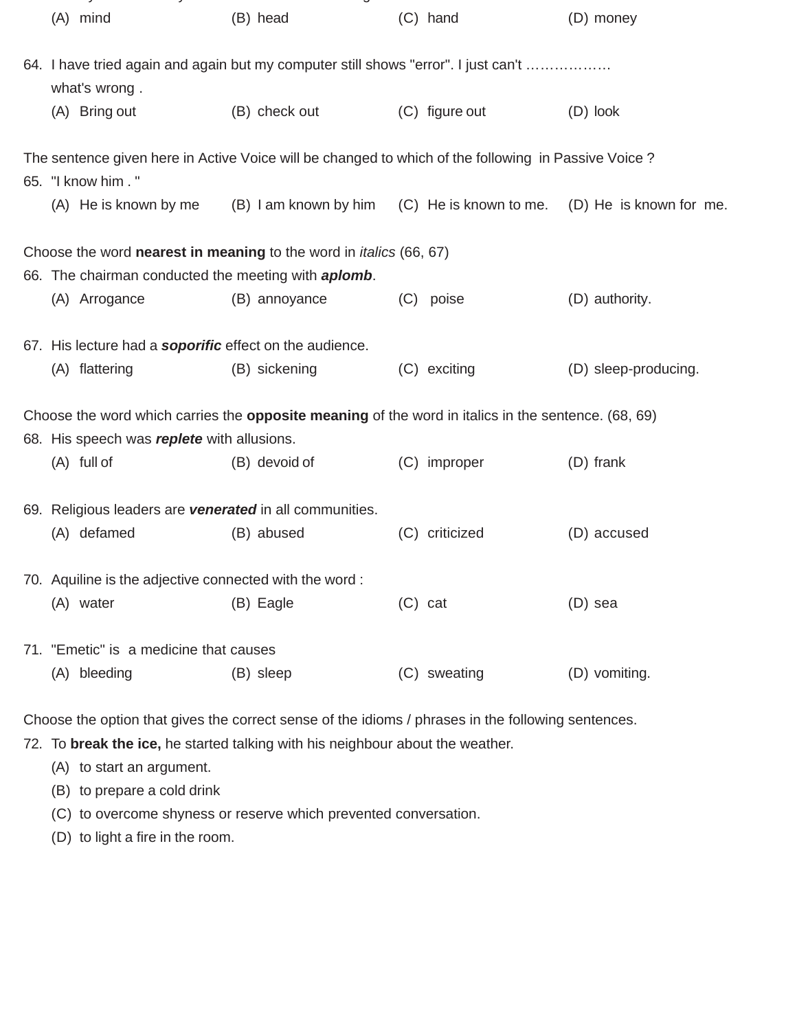(A) mind (B) head (C) hand (D) money

64. I have tried again and again but my computer still shows "error". I just can't ……………… what's wrong .

(A) Bring out (B) check out (C) figure out (D) look

The sentence given here in Active Voice will be changed to which of the following in Passive Voice ?

65. "I know him . "

(A) He is known by me (B) I am known by him (C) He is known to me. (D) He is known for me.

Choose the word **nearest in meaning** to the word in *italics* (66, 67)

66. The chairman conducted the meeting with ***aplomb***.

(A) Arrogance (B) annoyance (C) poise (D) authority.

67. His lecture had a ***soporific*** effect on the audience.

(A) flattering (B) sickening (C) exciting (D) sleep-producing.

Choose the word which carries the **opposite meaning** of the word in italics in the sentence. (68, 69)

68. His speech was ***replete*** with allusions.

(A) full of (B) devoid of (C) improper (D) frank

69. Religious leaders are ***venerated*** in all communities.

(A) defamed (B) abused (C) criticized (D) accused

70. Aquiline is the adjective connected with the word :

(A) water (B) Eagle (C) cat (D) sea

71. "Emetic" is a medicine that causes

(A) bleeding (B) sleep (C) sweating (D) vomiting.

Choose the option that gives the correct sense of the idioms / phrases in the following sentences.

72. To **break the ice,** he started talking with his neighbour about the weather.

(A) to start an argument.

(B) to prepare a cold drink

(C) to overcome shyness or reserve which prevented conversation.

(D) to light a fire in the room.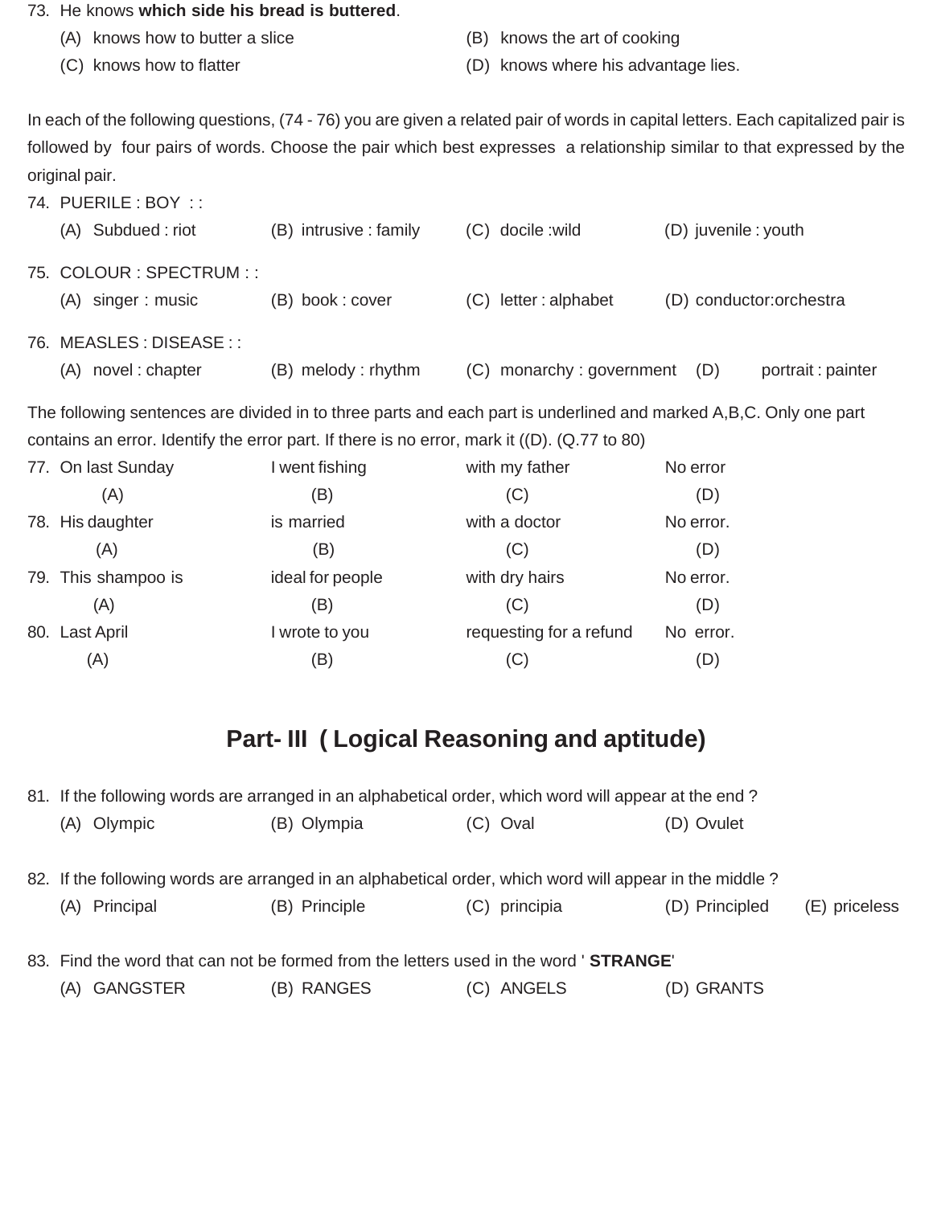73. He knows **which side his bread is buttered**.

(A) knows how to butter a slice (B) knows the art of cooking
(C) knows how to flatter (D) knows where his advantage lies.

In each of the following questions, (74 - 76) you are given a related pair of words in capital letters. Each capitalized pair is followed by four pairs of words. Choose the pair which best expresses a relationship similar to that expressed by the original pair.

74. PUERILE : BOY : :

(A) Subdued : riot (B) intrusive : family (C) docile :wild (D) juvenile : youth

75. COLOUR : SPECTRUM : :

(A) singer : music (B) book : cover (C) letter : alphabet (D) conductor:orchestra

76. MEASLES : DISEASE : :

(A) novel : chapter (B) melody : rhythm (C) monarchy : government (D) portrait : painter

The following sentences are divided in to three parts and each part is underlined and marked A,B,C. Only one part contains an error. Identify the error part. If there is no error, mark it ((D). (Q.77 to 80)

77. On last Sunday (A) | I went fishing (B) | with my father (C) | No error (D)

78. His daughter (A) | is married (B) | with a doctor (C) | No error. (D)

79. This shampoo is (A) | ideal for people (B) | with dry hairs (C) | No error. (D)

80. Last April (A) | I wrote to you (B) | requesting for a refund (C) | No error. (D)

## Part- III ( Logical Reasoning and aptitude)

81. If the following words are arranged in an alphabetical order, which word will appear at the end ?

(A) Olympic (B) Olympia (C) Oval (D) Ovulet

82. If the following words are arranged in an alphabetical order, which word will appear in the middle ?

(A) Principal (B) Principle (C) principia (D) Principled (E) priceless

83. Find the word that can not be formed from the letters used in the word ' **STRANGE**'

(A) GANGSTER (B) RANGES (C) ANGELS (D) GRANTS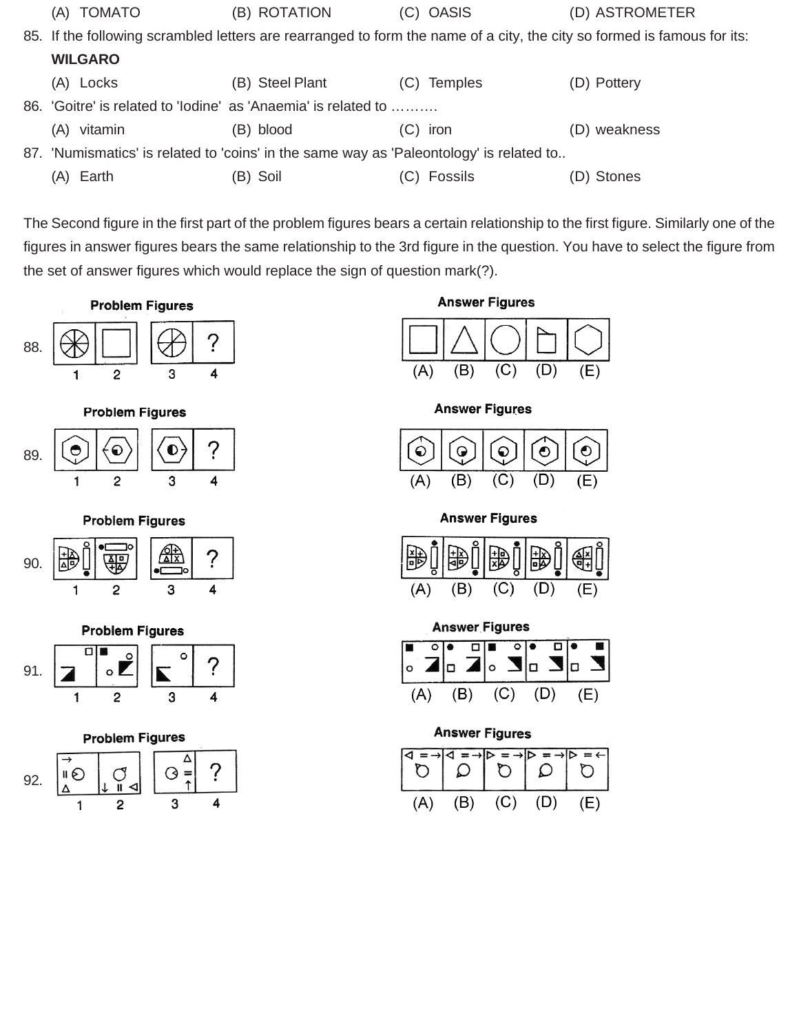(A) TOMATO (B) ROTATION (C) OASIS (D) ASTROMETER

85. If the following scrambled letters are rearranged to form the name of a city, the city so formed is famous for its:
**WILGARO**

(A) Locks (B) Steel Plant (C) Temples (D) Pottery

86. 'Goitre' is related to 'Iodine' as 'Anaemia' is related to ……….

(A) vitamin (B) blood (C) iron (D) weakness

87. 'Numismatics' is related to 'coins' in the same way as 'Paleontology' is related to..

(A) Earth (B) Soil (C) Fossils (D) Stones

The Second figure in the first part of the problem figures bears a certain relationship to the first figure. Similarly one of the figures in answer figures bears the same relationship to the 3rd figure in the question. You have to select the figure from the set of answer figures which would replace the sign of question mark(?).

88. **Problem Figures** 1 2 3 4 (?) — **Answer Figures** (A) (B) (C) (D) (E)

89. **Problem Figures** 1 2 3 4 (?) — **Answer Figures** (A) (B) (C) (D) (E)

90. **Problem Figures** 1 2 3 4 (?) — **Answer Figures** (A) (B) (C) (D) (E)

91. **Problem Figures** 1 2 3 4 (?) — **Answer Figures** (A) (B) (C) (D) (E)

92. **Problem Figures** 1 2 3 4 (?) — **Answer Figures** (A) (B) (C) (D) (E)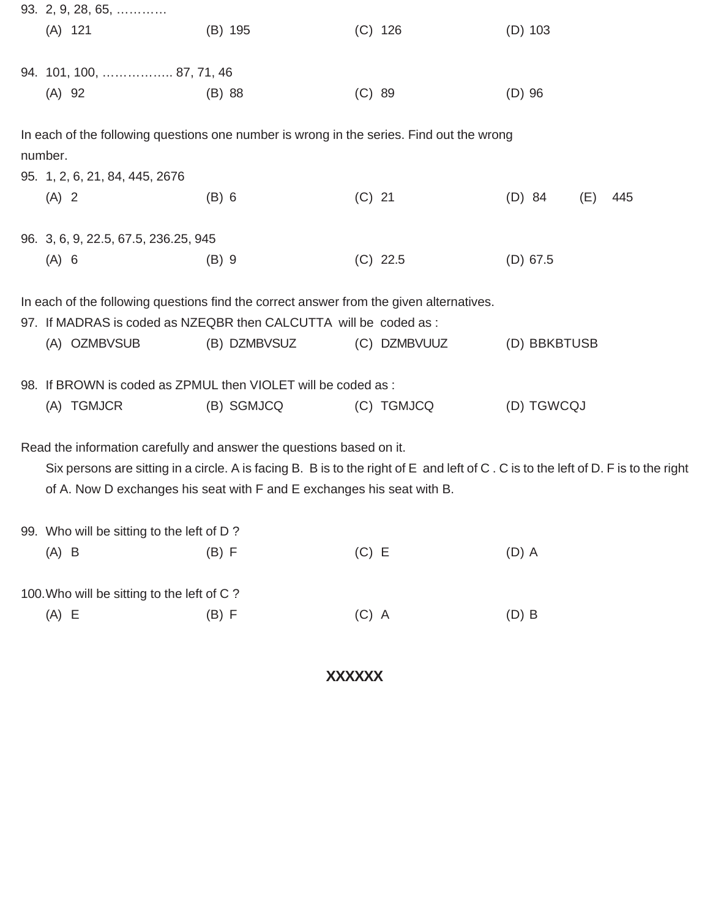93. 2, 9, 28, 65, …………

(A) 121 (B) 195 (C) 126 (D) 103

94. 101, 100, …………….. 87, 71, 46

(A) 92 (B) 88 (C) 89 (D) 96

In each of the following questions one number is wrong in the series. Find out the wrong number.

95. 1, 2, 6, 21, 84, 445, 2676

(A) 2 (B) 6 (C) 21 (D) 84 (E) 445

96. 3, 6, 9, 22.5, 67.5, 236.25, 945

(A) 6 (B) 9 (C) 22.5 (D) 67.5

In each of the following questions find the correct answer from the given alternatives.

97. If MADRAS is coded as NZEQBR then CALCUTTA will be coded as :

(A) OZMBVSUB (B) DZMBVSUZ (C) DZMBVUUZ (D) BBKBTUSB

98. If BROWN is coded as ZPMUL then VIOLET will be coded as :

(A) TGMJCR (B) SGMJCQ (C) TGMJCQ (D) TGWCQJ

Read the information carefully and answer the questions based on it.

Six persons are sitting in a circle. A is facing B. B is to the right of E and left of C . C is to the left of D. F is to the right of A. Now D exchanges his seat with F and E exchanges his seat with B.

99. Who will be sitting to the left of D ?

(A) B (B) F (C) E (D) A

100. Who will be sitting to the left of C ?

(A) E (B) F (C) A (D) B

**XXXXXX**